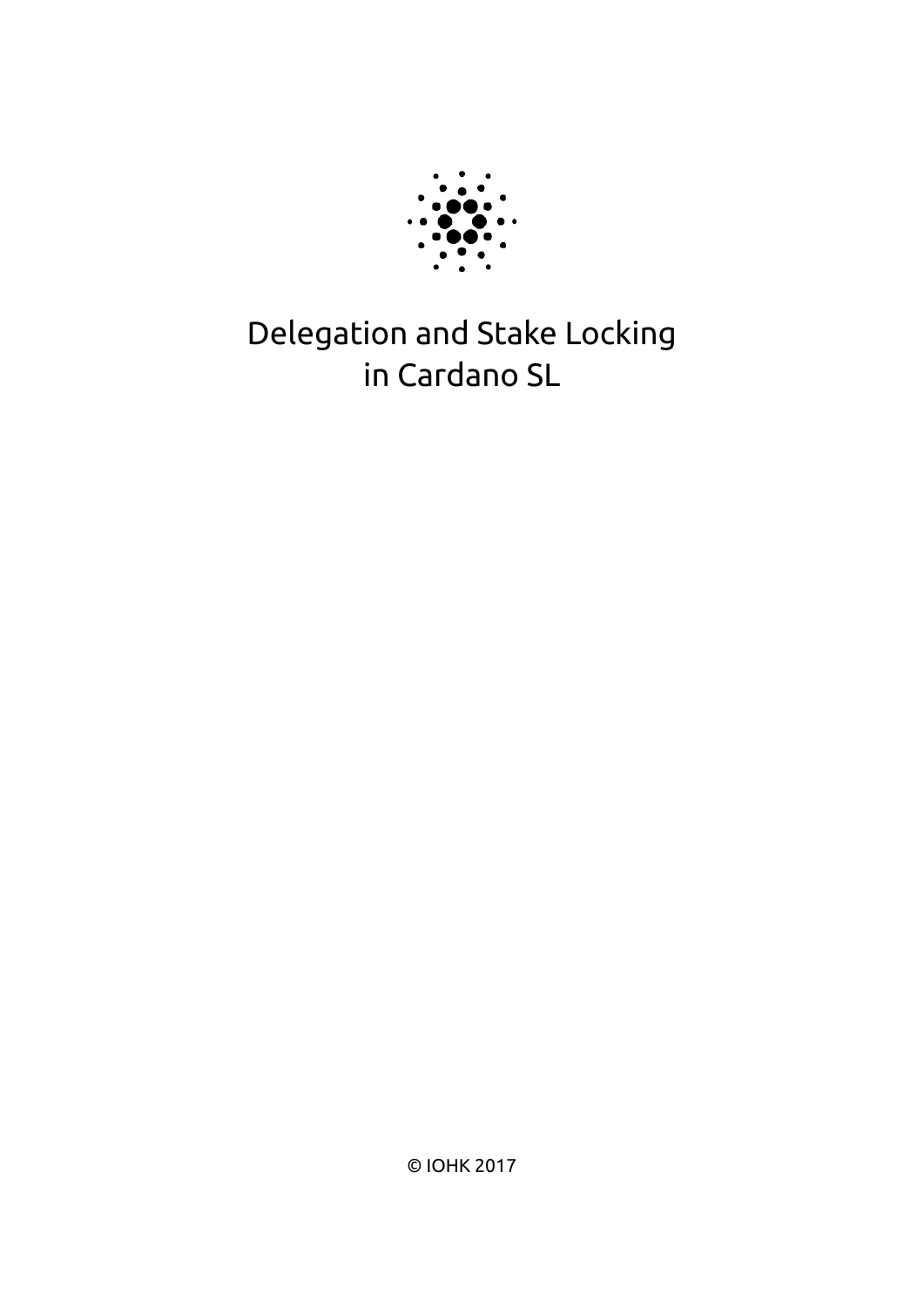# Delegation and Stake Locking in Cardano SL

© IOHK 2017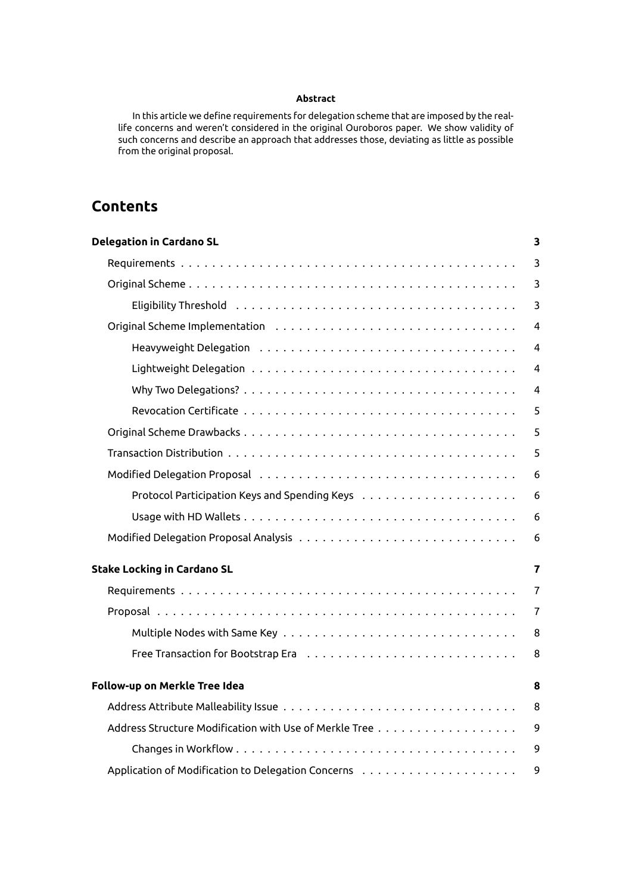**Abstract**

In this article we define requirements for delegation scheme that are imposed by the real-life concerns and weren't considered in the original Ouroboros paper. We show validity of such concerns and describe an approach that addresses those, deviating as little as possible from the original proposal.

# Contents

- **Delegation in Cardano SL** — 3
  - Requirements — 3
  - Original Scheme — 3
    - Eligibility Threshold — 3
  - Original Scheme Implementation — 4
    - Heavyweight Delegation — 4
    - Lightweight Delegation — 4
    - Why Two Delegations? — 4
    - Revocation Certificate — 5
  - Original Scheme Drawbacks — 5
  - Transaction Distribution — 5
  - Modified Delegation Proposal — 6
    - Protocol Participation Keys and Spending Keys — 6
    - Usage with HD Wallets — 6
  - Modified Delegation Proposal Analysis — 6
- **Stake Locking in Cardano SL** — 7
  - Requirements — 7
  - Proposal — 7
    - Multiple Nodes with Same Key — 8
    - Free Transaction for Bootstrap Era — 8
- **Follow-up on Merkle Tree Idea** — 8
  - Address Attribute Malleability Issue — 8
  - Address Structure Modification with Use of Merkle Tree — 9
    - Changes in Workflow — 9
  - Application of Modification to Delegation Concerns — 9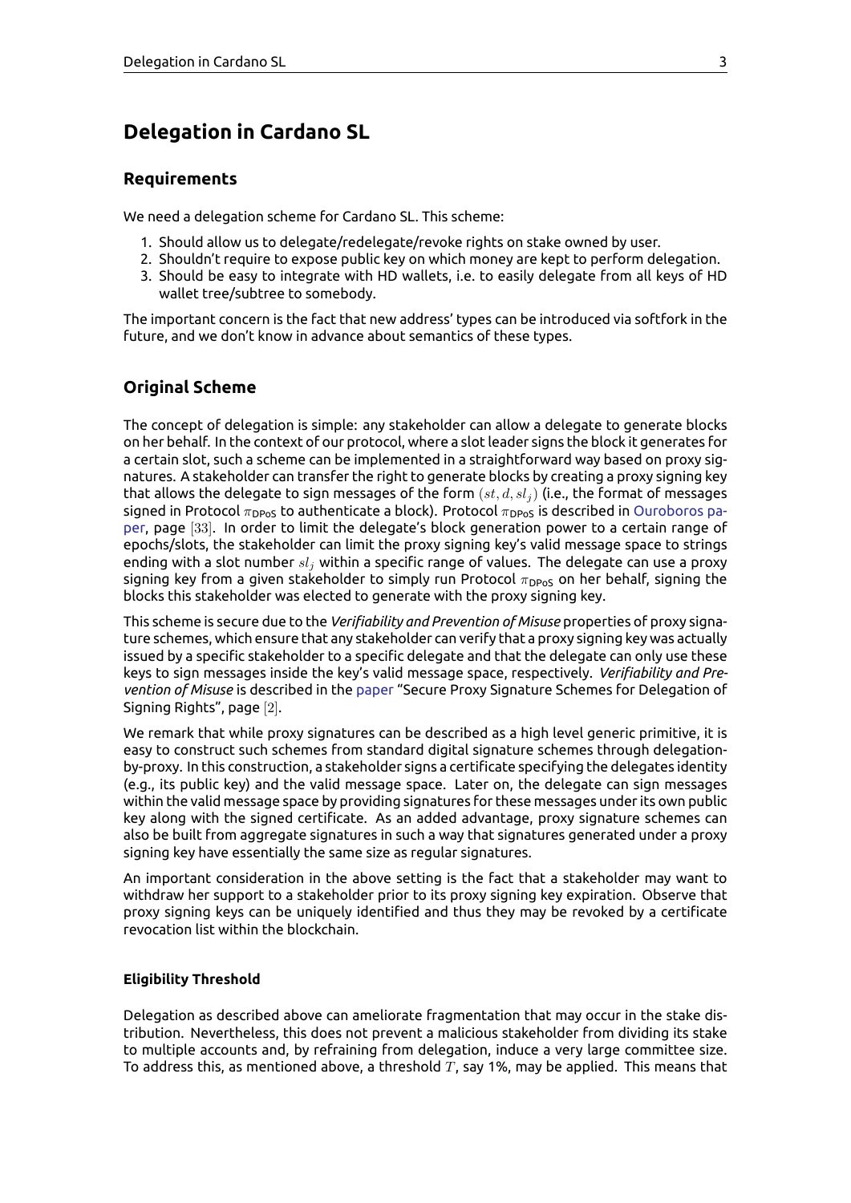# Delegation in Cardano SL

## Requirements

We need a delegation scheme for Cardano SL. This scheme:

1. Should allow us to delegate/redelegate/revoke rights on stake owned by user.
2. Shouldn't require to expose public key on which money are kept to perform delegation.
3. Should be easy to integrate with HD wallets, i.e. to easily delegate from all keys of HD wallet tree/subtree to somebody.

The important concern is the fact that new address' types can be introduced via softfork in the future, and we don't know in advance about semantics of these types.

## Original Scheme

The concept of delegation is simple: any stakeholder can allow a delegate to generate blocks on her behalf. In the context of our protocol, where a slot leader signs the block it generates for a certain slot, such a scheme can be implemented in a straightforward way based on proxy signatures. A stakeholder can transfer the right to generate blocks by creating a proxy signing key that allows the delegate to sign messages of the form $(st, d, sl_j)$ (i.e., the format of messages signed in Protocol $\pi_{\text{DPoS}}$ to authenticate a block). Protocol $\pi_{\text{DPoS}}$ is described in Ouroboros paper, page $[33]$. In order to limit the delegate's block generation power to a certain range of epochs/slots, the stakeholder can limit the proxy signing key's valid message space to strings ending with a slot number $sl_j$ within a specific range of values. The delegate can use a proxy signing key from a given stakeholder to simply run Protocol $\pi_{\text{DPoS}}$ on her behalf, signing the blocks this stakeholder was elected to generate with the proxy signing key.

This scheme is secure due to the *Verifiability and Prevention of Misuse* properties of proxy signature schemes, which ensure that any stakeholder can verify that a proxy signing key was actually issued by a specific stakeholder to a specific delegate and that the delegate can only use these keys to sign messages inside the key's valid message space, respectively. *Verifiability and Prevention of Misuse* is described in the paper "Secure Proxy Signature Schemes for Delegation of Signing Rights", page $[2]$.

We remark that while proxy signatures can be described as a high level generic primitive, it is easy to construct such schemes from standard digital signature schemes through delegation-by-proxy. In this construction, a stakeholder signs a certificate specifying the delegates identity (e.g., its public key) and the valid message space. Later on, the delegate can sign messages within the valid message space by providing signatures for these messages under its own public key along with the signed certificate. As an added advantage, proxy signature schemes can also be built from aggregate signatures in such a way that signatures generated under a proxy signing key have essentially the same size as regular signatures.

An important consideration in the above setting is the fact that a stakeholder may want to withdraw her support to a stakeholder prior to its proxy signing key expiration. Observe that proxy signing keys can be uniquely identified and thus they may be revoked by a certificate revocation list within the blockchain.

#### Eligibility Threshold

Delegation as described above can ameliorate fragmentation that may occur in the stake distribution. Nevertheless, this does not prevent a malicious stakeholder from dividing its stake to multiple accounts and, by refraining from delegation, induce a very large committee size. To address this, as mentioned above, a threshold $T$, say 1%, may be applied. This means that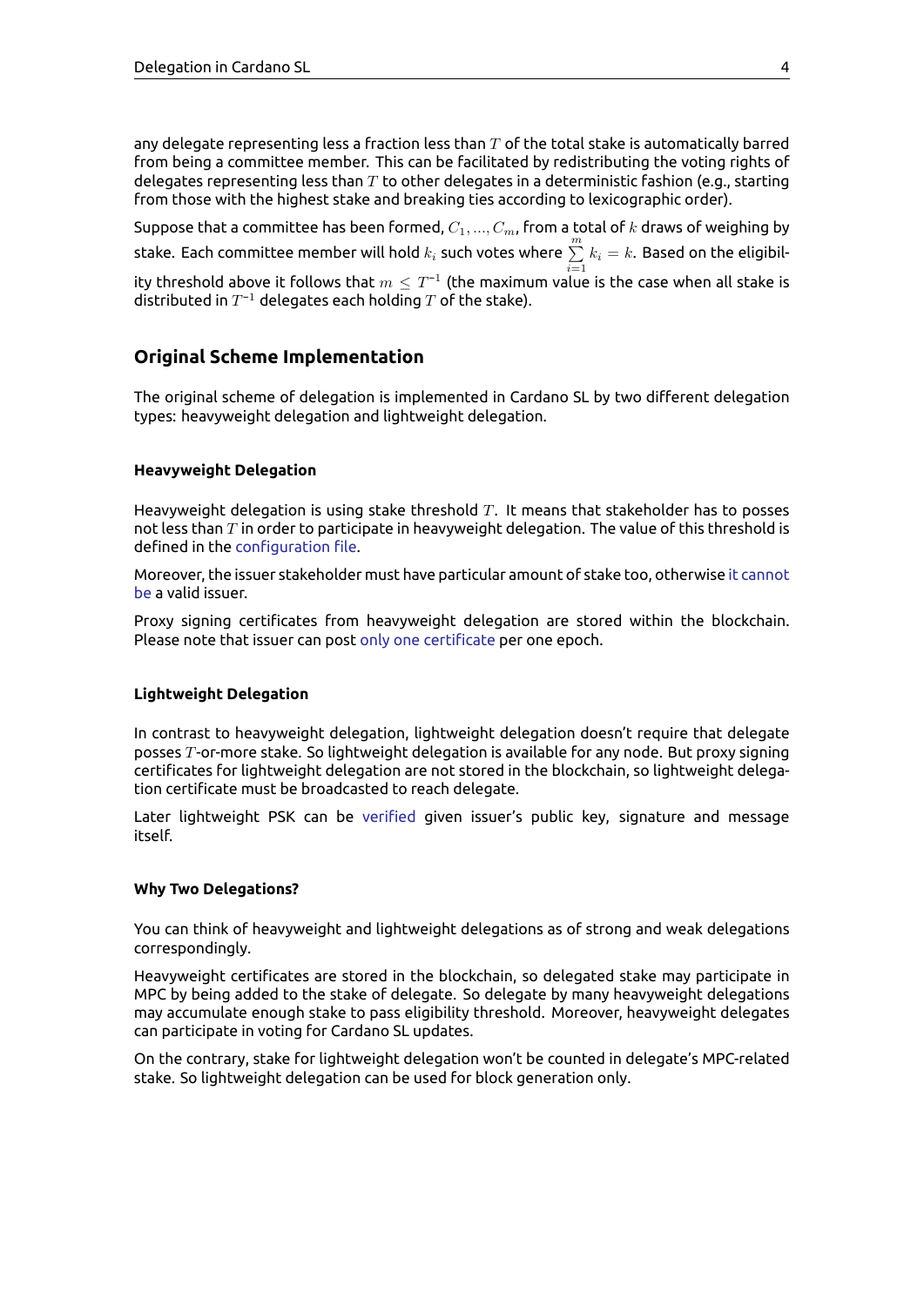any delegate representing less a fraction less than $T$ of the total stake is automatically barred from being a committee member. This can be facilitated by redistributing the voting rights of delegates representing less than $T$ to other delegates in a deterministic fashion (e.g., starting from those with the highest stake and breaking ties according to lexicographic order).

Suppose that a committee has been formed, $C_1, ..., C_m$, from a total of $k$ draws of weighing by stake. Each committee member will hold $k_i$ such votes where $\sum_{i=1}^{m} k_i = k$. Based on the eligibility threshold above it follows that $m \leq T^{-1}$ (the maximum value is the case when all stake is distributed in $T^{-1}$ delegates each holding $T$ of the stake).

## Original Scheme Implementation

The original scheme of delegation is implemented in Cardano SL by two different delegation types: heavyweight delegation and lightweight delegation.

#### Heavyweight Delegation

Heavyweight delegation is using stake threshold $T$. It means that stakeholder has to posses not less than $T$ in order to participate in heavyweight delegation. The value of this threshold is defined in the configuration file.

Moreover, the issuer stakeholder must have particular amount of stake too, otherwise it cannot be a valid issuer.

Proxy signing certificates from heavyweight delegation are stored within the blockchain. Please note that issuer can post only one certificate per one epoch.

#### Lightweight Delegation

In contrast to heavyweight delegation, lightweight delegation doesn't require that delegate posses $T$-or-more stake. So lightweight delegation is available for any node. But proxy signing certificates for lightweight delegation are not stored in the blockchain, so lightweight delegation certificate must be broadcasted to reach delegate.

Later lightweight PSK can be verified given issuer's public key, signature and message itself.

#### Why Two Delegations?

You can think of heavyweight and lightweight delegations as of strong and weak delegations correspondingly.

Heavyweight certificates are stored in the blockchain, so delegated stake may participate in MPC by being added to the stake of delegate. So delegate by many heavyweight delegations may accumulate enough stake to pass eligibility threshold. Moreover, heavyweight delegates can participate in voting for Cardano SL updates.

On the contrary, stake for lightweight delegation won't be counted in delegate's MPC-related stake. So lightweight delegation can be used for block generation only.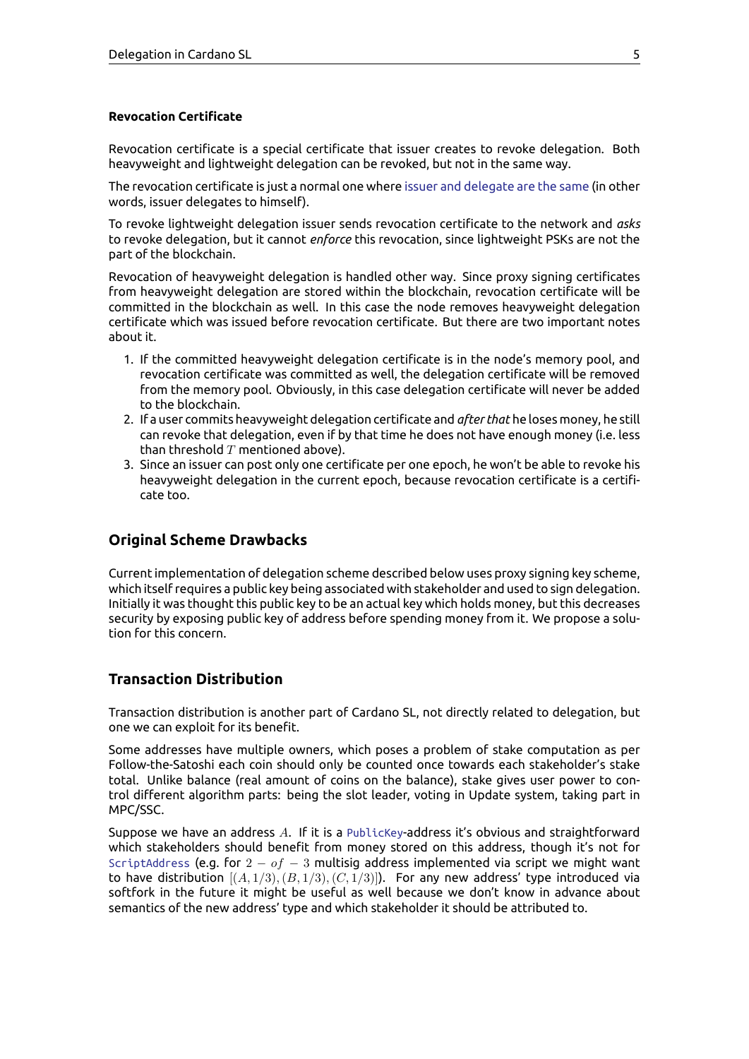#### Revocation Certificate

Revocation certificate is a special certificate that issuer creates to revoke delegation. Both heavyweight and lightweight delegation can be revoked, but not in the same way.

The revocation certificate is just a normal one where issuer and delegate are the same (in other words, issuer delegates to himself).

To revoke lightweight delegation issuer sends revocation certificate to the network and *asks* to revoke delegation, but it cannot *enforce* this revocation, since lightweight PSKs are not the part of the blockchain.

Revocation of heavyweight delegation is handled other way. Since proxy signing certificates from heavyweight delegation are stored within the blockchain, revocation certificate will be committed in the blockchain as well. In this case the node removes heavyweight delegation certificate which was issued before revocation certificate. But there are two important notes about it.

1. If the committed heavyweight delegation certificate is in the node's memory pool, and revocation certificate was committed as well, the delegation certificate will be removed from the memory pool. Obviously, in this case delegation certificate will never be added to the blockchain.
2. If a user commits heavyweight delegation certificate and *after that* he loses money, he still can revoke that delegation, even if by that time he does not have enough money (i.e. less than threshold $T$ mentioned above).
3. Since an issuer can post only one certificate per one epoch, he won't be able to revoke his heavyweight delegation in the current epoch, because revocation certificate is a certificate too.

## Original Scheme Drawbacks

Current implementation of delegation scheme described below uses proxy signing key scheme, which itself requires a public key being associated with stakeholder and used to sign delegation. Initially it was thought this public key to be an actual key which holds money, but this decreases security by exposing public key of address before spending money from it. We propose a solution for this concern.

## Transaction Distribution

Transaction distribution is another part of Cardano SL, not directly related to delegation, but one we can exploit for its benefit.

Some addresses have multiple owners, which poses a problem of stake computation as per Follow-the-Satoshi each coin should only be counted once towards each stakeholder's stake total. Unlike balance (real amount of coins on the balance), stake gives user power to control different algorithm parts: being the slot leader, voting in Update system, taking part in MPC/SSC.

Suppose we have an address $A$. If it is a `PublicKey`-address it's obvious and straightforward which stakeholders should benefit from money stored on this address, though it's not for `ScriptAddress` (e.g. for $2-of-3$ multisig address implemented via script we might want to have distribution $[(A, 1/3), (B, 1/3), (C, 1/3)]$). For any new address' type introduced via softfork in the future it might be useful as well because we don't know in advance about semantics of the new address' type and which stakeholder it should be attributed to.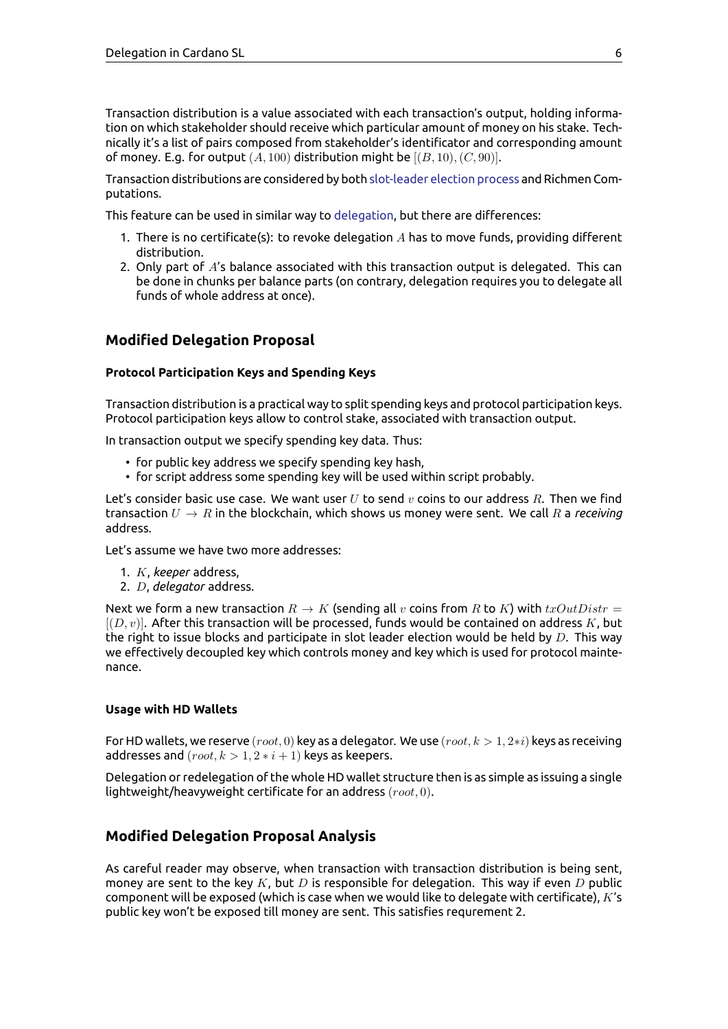Transaction distribution is a value associated with each transaction's output, holding information on which stakeholder should receive which particular amount of money on his stake. Technically it's a list of pairs composed from stakeholder's identificator and corresponding amount of money. E.g. for output $(A, 100)$ distribution might be $[(B, 10), (C, 90)]$.

Transaction distributions are considered by both slot-leader election process and Richmen Computations.

This feature can be used in similar way to delegation, but there are differences:

1. There is no certificate(s): to revoke delegation $A$ has to move funds, providing different distribution.
2. Only part of $A$'s balance associated with this transaction output is delegated. This can be done in chunks per balance parts (on contrary, delegation requires you to delegate all funds of whole address at once).

## Modified Delegation Proposal

### Protocol Participation Keys and Spending Keys

Transaction distribution is a practical way to split spending keys and protocol participation keys. Protocol participation keys allow to control stake, associated with transaction output.

In transaction output we specify spending key data. Thus:

- for public key address we specify spending key hash,
- for script address some spending key will be used within script probably.

Let's consider basic use case. We want user $U$ to send $v$ coins to our address $R$. Then we find transaction $U \to R$ in the blockchain, which shows us money were sent. We call $R$ a *receiving* address.

Let's assume we have two more addresses:

1. $K$, *keeper* address,
2. $D$, *delegator* address.

Next we form a new transaction $R \to K$ (sending all $v$ coins from $R$ to $K$) with $txOutDistr = [(D, v)]$. After this transaction will be processed, funds would be contained on address $K$, but the right to issue blocks and participate in slot leader election would be held by $D$. This way we effectively decoupled key which controls money and key which is used for protocol maintenance.

### Usage with HD Wallets

For HD wallets, we reserve $(root, 0)$ key as a delegator. We use $(root, k > 1, 2*i)$ keys as receiving addresses and $(root, k > 1, 2*i+1)$ keys as keepers.

Delegation or redelegation of the whole HD wallet structure then is as simple as issuing a single lightweight/heavyweight certificate for an address $(root, 0)$.

## Modified Delegation Proposal Analysis

As careful reader may observe, when transaction with transaction distribution is being sent, money are sent to the key $K$, but $D$ is responsible for delegation. This way if even $D$ public component will be exposed (which is case when we would like to delegate with certificate), $K$'s public key won't be exposed till money are sent. This satisfies requrement 2.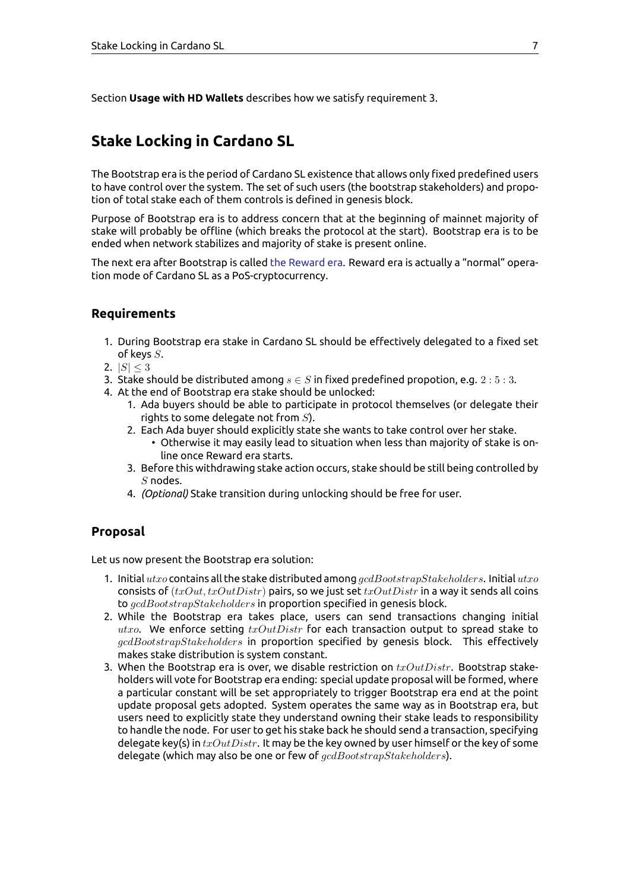Section **Usage with HD Wallets** describes how we satisfy requirement 3.

## Stake Locking in Cardano SL

The Bootstrap era is the period of Cardano SL existence that allows only fixed predefined users to have control over the system. The set of such users (the bootstrap stakeholders) and propotion of total stake each of them controls is defined in genesis block.

Purpose of Bootstrap era is to address concern that at the beginning of mainnet majority of stake will probably be offline (which breaks the protocol at the start). Bootstrap era is to be ended when network stabilizes and majority of stake is present online.

The next era after Bootstrap is called the Reward era. Reward era is actually a "normal" operation mode of Cardano SL as a PoS-cryptocurrency.

### Requirements

1. During Bootstrap era stake in Cardano SL should be effectively delegated to a fixed set of keys $S$.
2. $|S| \leq 3$
3. Stake should be distributed among $s \in S$ in fixed predefined propotion, e.g. $2:5:3$.
4. At the end of Bootstrap era stake should be unlocked:
    1. Ada buyers should be able to participate in protocol themselves (or delegate their rights to some delegate not from $S$).
    2. Each Ada buyer should explicitly state she wants to take control over her stake.
        - Otherwise it may easily lead to situation when less than majority of stake is online once Reward era starts.
    3. Before this withdrawing stake action occurs, stake should be still being controlled by $S$ nodes.
    4. *(Optional)* Stake transition during unlocking should be free for user.

### Proposal

Let us now present the Bootstrap era solution:

1. Initial $utxo$ contains all the stake distributed among $gcdBootstrapStakeholders$. Initial $utxo$ consists of $(txOut, txOutDistr)$ pairs, so we just set $txOutDistr$ in a way it sends all coins to $gcdBootstrapStakeholders$ in proportion specified in genesis block.
2. While the Bootstrap era takes place, users can send transactions changing initial $utxo$. We enforce setting $txOutDistr$ for each transaction output to spread stake to $gcdBootstrapStakeholders$ in proportion specified by genesis block. This effectively makes stake distribution is system constant.
3. When the Bootstrap era is over, we disable restriction on $txOutDistr$. Bootstrap stakeholders will vote for Bootstrap era ending: special update proposal will be formed, where a particular constant will be set appropriately to trigger Bootstrap era end at the point update proposal gets adopted. System operates the same way as in Bootstrap era, but users need to explicitly state they understand owning their stake leads to responsibility to handle the node. For user to get his stake back he should send a transaction, specifying delegate key(s) in $txOutDistr$. It may be the key owned by user himself or the key of some delegate (which may also be one or few of $gcdBootstrapStakeholders$).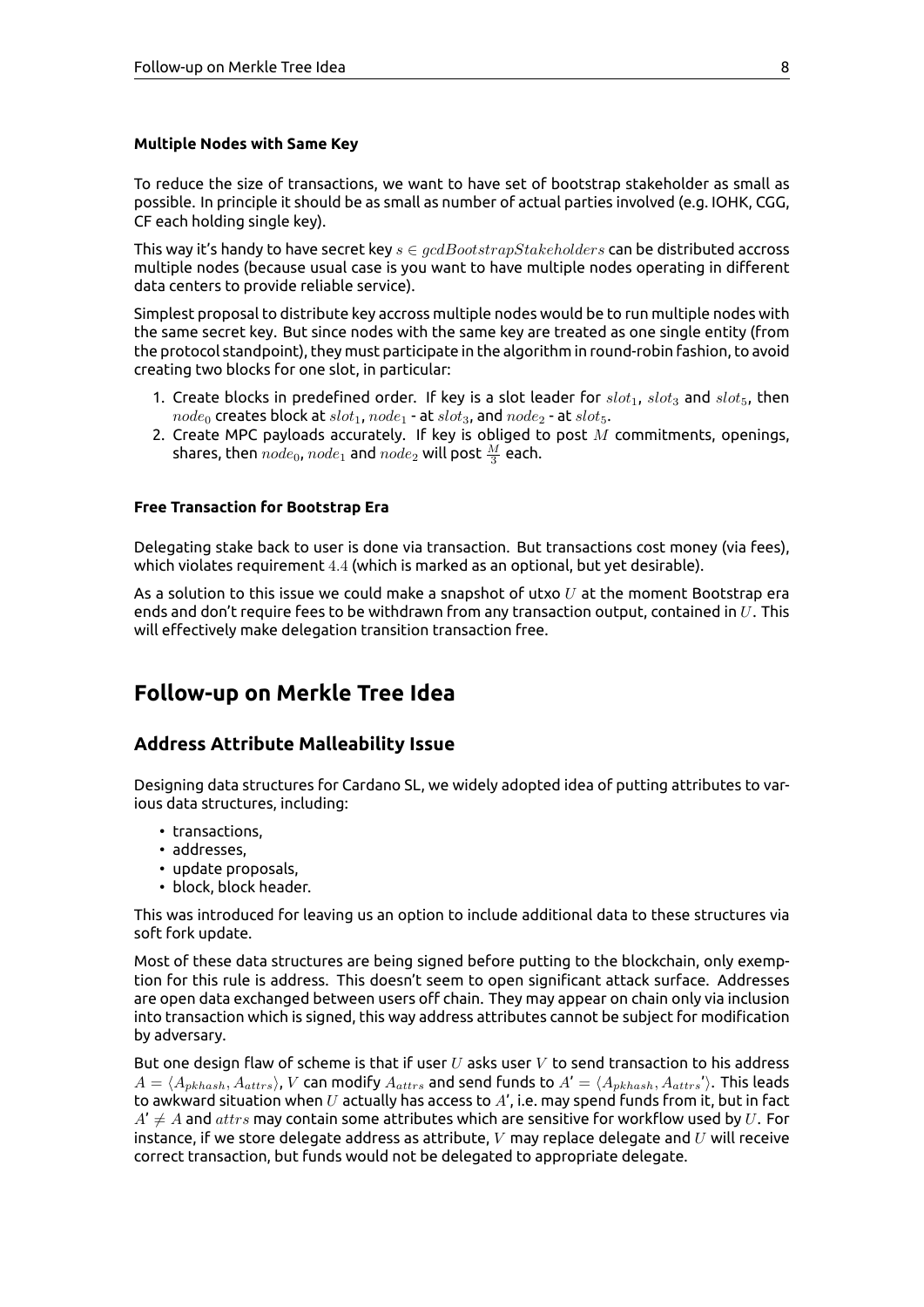#### Multiple Nodes with Same Key

To reduce the size of transactions, we want to have set of bootstrap stakeholder as small as possible. In principle it should be as small as number of actual parties involved (e.g. IOHK, CGG, CF each holding single key).

This way it's handy to have secret key $s \in gcdBootstrapStakeholders$ can be distributed accross multiple nodes (because usual case is you want to have multiple nodes operating in different data centers to provide reliable service).

Simplest proposal to distribute key accross multiple nodes would be to run multiple nodes with the same secret key. But since nodes with the same key are treated as one single entity (from the protocol standpoint), they must participate in the algorithm in round-robin fashion, to avoid creating two blocks for one slot, in particular:

1. Create blocks in predefined order. If key is a slot leader for $slot_1$, $slot_3$ and $slot_5$, then $node_0$ creates block at $slot_1$, $node_1$ - at $slot_3$, and $node_2$ - at $slot_5$.
2. Create MPC payloads accurately. If key is obliged to post $M$ commitments, openings, shares, then $node_0$, $node_1$ and $node_2$ will post $\frac{M}{3}$ each.

#### Free Transaction for Bootstrap Era

Delegating stake back to user is done via transaction. But transactions cost money (via fees), which violates requirement $4.4$ (which is marked as an optional, but yet desirable).

As a solution to this issue we could make a snapshot of utxo $U$ at the moment Bootstrap era ends and don't require fees to be withdrawn from any transaction output, contained in $U$. This will effectively make delegation transition transaction free.

## Follow-up on Merkle Tree Idea

### Address Attribute Malleability Issue

Designing data structures for Cardano SL, we widely adopted idea of putting attributes to various data structures, including:

- transactions,
- addresses,
- update proposals,
- block, block header.

This was introduced for leaving us an option to include additional data to these structures via soft fork update.

Most of these data structures are being signed before putting to the blockchain, only exemption for this rule is address. This doesn't seem to open significant attack surface. Addresses are open data exchanged between users off chain. They may appear on chain only via inclusion into transaction which is signed, this way address attributes cannot be subject for modification by adversary.

But one design flaw of scheme is that if user $U$ asks user $V$ to send transaction to his address $A = \langle A_{pkhash}, A_{attrs} \rangle$, $V$ can modify $A_{attrs}$ and send funds to $A' = \langle A_{pkhash}, A_{attrs}' \rangle$. This leads to awkward situation when $U$ actually has access to $A'$, i.e. may spend funds from it, but in fact $A' \neq A$ and $attrs$ may contain some attributes which are sensitive for workflow used by $U$. For instance, if we store delegate address as attribute, $V$ may replace delegate and $U$ will receive correct transaction, but funds would not be delegated to appropriate delegate.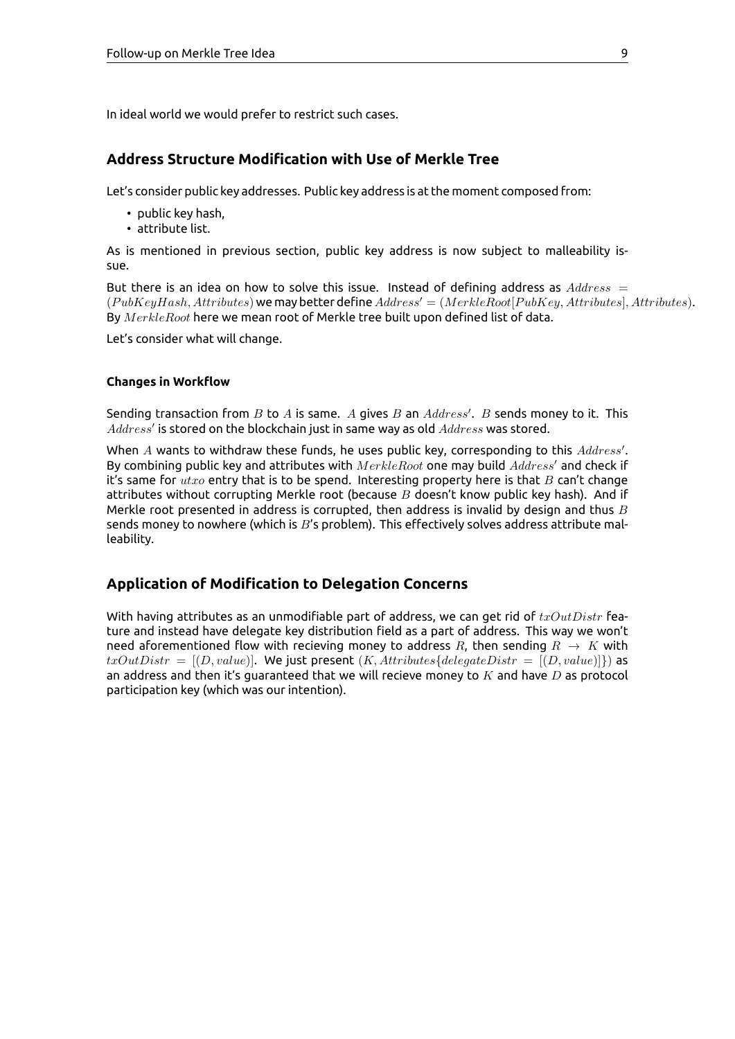In ideal world we would prefer to restrict such cases.

## Address Structure Modification with Use of Merkle Tree

Let's consider public key addresses. Public key address is at the moment composed from:

- public key hash,
- attribute list.

As is mentioned in previous section, public key address is now subject to malleability issue.

But there is an idea on how to solve this issue. Instead of defining address as $Address = (PubKeyHash, Attributes)$ we may better define $Address' = (MerkleRoot[PubKey, Attributes], Attributes)$. By $MerkleRoot$ here we mean root of Merkle tree built upon defined list of data.

Let's consider what will change.

#### Changes in Workflow

Sending transaction from $B$ to $A$ is same. $A$ gives $B$ an $Address'$. $B$ sends money to it. This $Address'$ is stored on the blockchain just in same way as old $Address$ was stored.

When $A$ wants to withdraw these funds, he uses public key, corresponding to this $Address'$. By combining public key and attributes with $MerkleRoot$ one may build $Address'$ and check if it's same for $utxo$ entry that is to be spend. Interesting property here is that $B$ can't change attributes without corrupting Merkle root (because $B$ doesn't know public key hash). And if Merkle root presented in address is corrupted, then address is invalid by design and thus $B$ sends money to nowhere (which is $B$'s problem). This effectively solves address attribute malleability.

## Application of Modification to Delegation Concerns

With having attributes as an unmodifiable part of address, we can get rid of $txOutDistr$ feature and instead have delegate key distribution field as a part of address. This way we won't need aforementioned flow with recieving money to address $R$, then sending $R \rightarrow K$ with $txOutDistr = [(D, value)]$. We just present $(K, Attributes\{delegateDistr = [(D, value)]\})$ as an address and then it's guaranteed that we will recieve money to $K$ and have $D$ as protocol participation key (which was our intention).